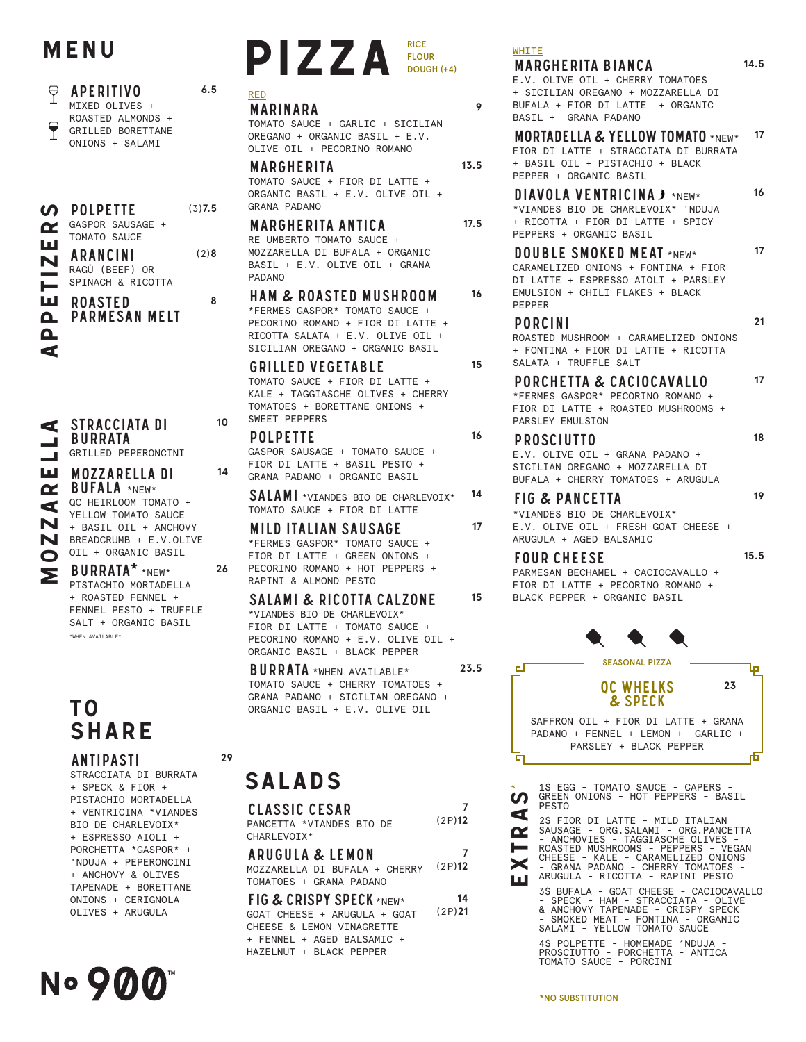# MENU

## APERITIVO — 6.5

MIXED OLIVES + ROASTED ALMONDS + GRILLED BORETTANE ONIONS + SALAMI

## APPETIZERS

### POLPETTE — (3)7.5

GASPOR SAUSAGE + TOMATO SAUCE

### ARANCINI — (2)8

RAGÙ (BEEF) OR SPINACH & RICOTTA

### ROASTED PARMESAN MELT — 8

## MOZZARELLA

### STRACCIATA DI BURRATA — 10

GRILLED PEPERONCINI

### MOZZARELLA DI BUFALA *NEW* — 14

QC HEIRLOOM TOMATO + YELLOW TOMATO SAUCE + BASIL OIL + ANCHOVY BREADCRUMB + E.V.OLIVE OIL + ORGANIC BASIL

### BURRATA* *NEW* — 26

PISTACHIO MORTADELLA + ROASTED FENNEL + FENNEL PESTO + TRUFFLE SALT + ORGANIC BASIL

*WHEN AVAILABLE*

## TO SHARE

### ANTIPASTI — 29

STRACCIATA DI BURRATA + SPECK & FIOR + PISTACHIO MORTADELLA + VENTRICINA *VIANDES BIO DE CHARLEVOIX* + ESPRESSO AIOLI + PORCHETTA *GASPOR* + 'NDUJA + PEPERONCINI + ANCHOVY & OLIVES TAPENADE + BORETTANE ONIONS + CERIGNOLA OLIVES + ARUGULA

# PIZZA

RICE FLOUR DOUGH (+4)

## RED

### MARINARA — 9

TOMATO SAUCE + GARLIC + SICILIAN OREGANO + ORGANIC BASIL + E.V. OLIVE OIL + PECORINO ROMANO

### MARGHERITA — 13.5

TOMATO SAUCE + FIOR DI LATTE + ORGANIC BASIL + E.V. OLIVE OIL + GRANA PADANO

### MARGHERITA ANTICA — 17.5

RE UMBERTO TOMATO SAUCE + MOZZARELLA DI BUFALA + ORGANIC BASIL + E.V. OLIVE OIL + GRANA PADANO

### HAM & ROASTED MUSHROOM — 16

*FERMES GASPOR* TOMATO SAUCE + PECORINO ROMANO + FIOR DI LATTE + RICOTTA SALATA + E.V. OLIVE OIL + SICILIAN OREGANO + ORGANIC BASIL

### GRILLED VEGETABLE — 15

TOMATO SAUCE + FIOR DI LATTE + KALE + TAGGIASCHE OLIVES + CHERRY TOMATOES + BORETTANE ONIONS + SWEET PEPPERS

### POLPETTE — 16

GASPOR SAUSAGE + TOMATO SAUCE + FIOR DI LATTE + BASIL PESTO + GRANA PADANO + ORGANIC BASIL

### SALAMI *VIANDES BIO DE CHARLEVOIX* — 14

TOMATO SAUCE + FIOR DI LATTE

### MILD ITALIAN SAUSAGE — 17

*FERMES GASPOR* TOMATO SAUCE + FIOR DI LATTE + GREEN ONIONS + PECORINO ROMANO + HOT PEPPERS + RAPINI & ALMOND PESTO

### SALAMI & RICOTTA CALZONE — 15

*VIANDES BIO DE CHARLEVOIX* FIOR DI LATTE + TOMATO SAUCE + PECORINO ROMANO + E.V. OLIVE OIL + ORGANIC BASIL + BLACK PEPPER

### BURRATA *WHEN AVAILABLE* — 23.5

TOMATO SAUCE + CHERRY TOMATOES + GRANA PADANO + SICILIAN OREGANO + ORGANIC BASIL + E.V. OLIVE OIL

## WHITE

### MARGHERITA BIANCA — 14.5

E.V. OLIVE OIL + CHERRY TOMATOES + SICILIAN OREGANO + MOZZARELLA DI BUFALA + FIOR DI LATTE + ORGANIC BASIL + GRANA PADANO

### MORTADELLA & YELLOW TOMATO *NEW* — 17

FIOR DI LATTE + STRACCIATA DI BURRATA + BASIL OIL + PISTACHIO + BLACK PEPPER + ORGANIC BASIL

### DIAVOLA VENTRICINA *NEW* — 16

*VIANDES BIO DE CHARLEVOIX* 'NDUJA + RICOTTA + FIOR DI LATTE + SPICY PEPPERS + ORGANIC BASIL

### DOUBLE SMOKED MEAT *NEW* — 17

CARAMELIZED ONIONS + FONTINA + FIOR DI LATTE + ESPRESSO AIOLI + PARSLEY EMULSION + CHILI FLAKES + BLACK PEPPER

### PORCINI — 21

ROASTED MUSHROOM + CARAMELIZED ONIONS + FONTINA + FIOR DI LATTE + RICOTTA SALATA + TRUFFLE SALT

### PORCHETTA & CACIOCAVALLO — 17

*FERMES GASPOR* PECORINO ROMANO + FIOR DI LATTE + ROASTED MUSHROOMS + PARSLEY EMULSION

### PROSCIUTTO — 18

E.V. OLIVE OIL + GRANA PADANO + SICILIAN OREGANO + MOZZARELLA DI BUFALA + CHERRY TOMATOES + ARUGULA

### FIG & PANCETTA — 19

*VIANDES BIO DE CHARLEVOIX* E.V. OLIVE OIL + FRESH GOAT CHEESE + ARUGULA + AGED BALSAMIC

### FOUR CHEESE — 15.5

PARMESAN BECHAMEL + CACIOCAVALLO + FIOR DI LATTE + PECORINO ROMANO + BLACK PEPPER + ORGANIC BASIL

## SEASONAL PIZZA

### QC WHELKS & SPECK — 23

SAFFRON OIL + FIOR DI LATTE + GRANA PADANO + FENNEL + LEMON + GARLIC + PARSLEY + BLACK PEPPER

## EXTRAS*

1$ EGG - TOMATO SAUCE - CAPERS - GREEN ONIONS - HOT PEPPERS - BASIL PESTO

2$ FIOR DI LATTE - MILD ITALIAN SAUSAGE - ORG.SALAMI - ORG.PANCETTA - ANCHOVIES - TAGGIASCHE OLIVES - ROASTED MUSHROOMS - PEPPERS - VEGAN CHEESE - KALE - CARAMELIZED ONIONS - GRANA PADANO - CHERRY TOMATOES - ARUGULA - RICOTTA - RAPINI PESTO

3$ BUFALA - GOAT CHEESE - CACIOCAVALLO - SPECK - HAM - STRACCIATA - OLIVE & ANCHOVY TAPENADE - CRISPY SPECK - SMOKED MEAT - FONTINA - ORGANIC SALAMI - YELLOW TOMATO SAUCE

4$ POLPETTE - HOMEMADE 'NDUJA - PROSCIUTTO - PORCHETTA - ANTICA TOMATO SAUCE - PORCINI

*NO SUBSTITUTION

# SALADS

### CLASSIC CESAR — 7 / (2P)12

PANCETTA *VIANDES BIO DE CHARLEVOIX*

### ARUGULA & LEMON — 7 / (2P)12

MOZZARELLA DI BUFALA + CHERRY TOMATOES + GRANA PADANO

### FIG & CRISPY SPECK *NEW* — 14 / (2P)21

GOAT CHEESE + ARUGULA + GOAT CHEESE & LEMON VINAGRETTE + FENNEL + AGED BALSAMIC + HAZELNUT + BLACK PEPPER

No 900™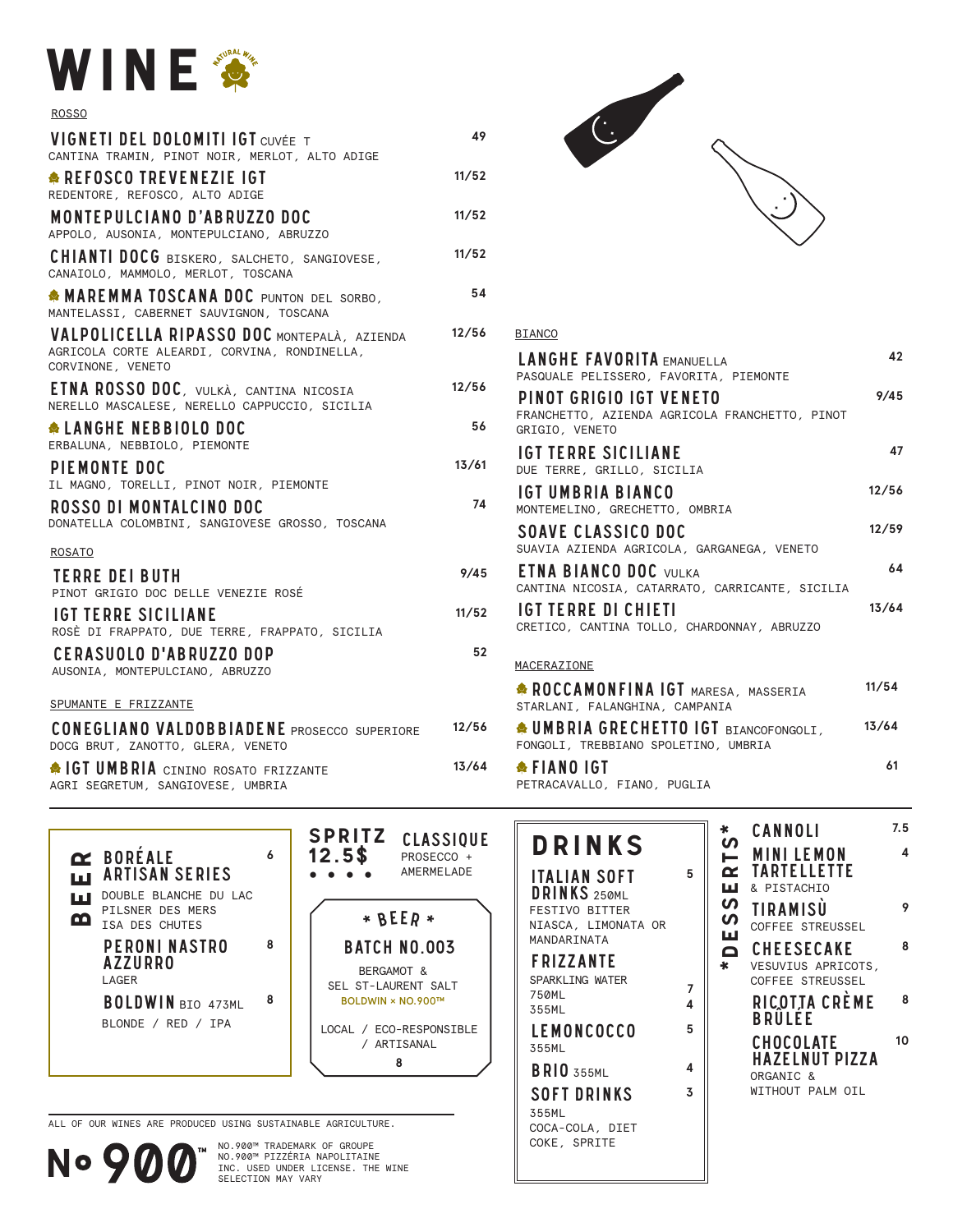# WINE

NATURAL WINE

## ROSSO

| | |
|---|---|
| **VIGNETI DEL DOLOMITI IGT** CUVÉE T<br>CANTINA TRAMIN, PINOT NOIR, MERLOT, ALTO ADIGE | 49 |
| **REFOSCO TREVENEZIE IGT**<br>REDENTORE, REFOSCO, ALTO ADIGE | 11/52 |
| **MONTEPULCIANO D'ABRUZZO DOC**<br>APPOLO, AUSONIA, MONTEPULCIANO, ABRUZZO | 11/52 |
| **CHIANTI DOCG** BISKERO, SALCHETO, SANGIOVESE, CANAIOLO, MAMMOLO, MERLOT, TOSCANA | 11/52 |
| **MAREMMA TOSCANA DOC** PUNTON DEL SORBO, MANTELASSI, CABERNET SAUVIGNON, TOSCANA | 54 |
| **VALPOLICELLA RIPASSO DOC** MONTEPALÀ, AZIENDA AGRICOLA CORTE ALEARDI, CORVINA, RONDINELLA, CORVINONE, VENETO | 12/56 |
| **ETNA ROSSO DOC**, VULKÀ, CANTINA NICOSIA<br>NERELLO MASCALESE, NERELLO CAPPUCCIO, SICILIA | 12/56 |
| **LANGHE NEBBIOLO DOC**<br>ERBALUNA, NEBBIOLO, PIEMONTE | 56 |
| **PIEMONTE DOC**<br>IL MAGNO, TORELLI, PINOT NOIR, PIEMONTE | 13/61 |
| **ROSSO DI MONTALCINO DOC**<br>DONATELLA COLOMBINI, SANGIOVESE GROSSO, TOSCANA | 74 |

## ROSATO

| | |
|---|---|
| **TERRE DEI BUTH**<br>PINOT GRIGIO DOC DELLE VENEZIE ROSÉ | 9/45 |
| **IGT TERRE SICILIANE**<br>ROSÈ DI FRAPPATO, DUE TERRE, FRAPPATO, SICILIA | 11/52 |
| **CERASUOLO D'ABRUZZO DOP**<br>AUSONIA, MONTEPULCIANO, ABRUZZO | 52 |

## SPUMANTE E FRIZZANTE

| | |
|---|---|
| **CONEGLIANO VALDOBBIADENE** PROSECCO SUPERIORE DOCG BRUT, ZANOTTO, GLERA, VENETO | 12/56 |
| **IGT UMBRIA** CININO ROSATO FRIZZANTE<br>AGRI SEGRETUM, SANGIOVESE, UMBRIA | 13/64 |

## BIANCO

| | |
|---|---|
| **LANGHE FAVORITA** EMANUELLA<br>PASQUALE PELISSERO, FAVORITA, PIEMONTE | 42 |
| **PINOT GRIGIO IGT VENETO**<br>FRANCHETTO, AZIENDA AGRICOLA FRANCHETTO, PINOT GRIGIO, VENETO | 9/45 |
| **IGT TERRE SICILIANE**<br>DUE TERRE, GRILLO, SICILIA | 47 |
| **IGT UMBRIA BIANCO**<br>MONTEMELINO, GRECHETTO, OMBRIA | 12/56 |
| **SOAVE CLASSICO DOC**<br>SUAVIA AZIENDA AGRICOLA, GARGANEGA, VENETO | 12/59 |
| **ETNA BIANCO DOC** VULKA<br>CANTINA NICOSIA, CATARRATO, CARRICANTE, SICILIA | 64 |
| **IGT TERRE DI CHIETI**<br>CRETICO, CANTINA TOLLO, CHARDONNAY, ABRUZZO | 13/64 |

## MACERAZIONE

| | |
|---|---|
| **ROCCAMONFINA IGT** MARESA, MASSERIA STARLANI, FALANGHINA, CAMPANIA | 11/54 |
| **UMBRIA GRECHETTO IGT** BIANCOFONGOLI, FONGOLI, TREBBIANO SPOLETINO, UMBRIA | 13/64 |
| **FIANO IGT**<br>PETRACAVALLO, FIANO, PUGLIA | 61 |

## BEER

| | |
|---|---|
| **BORÉALE ARTISAN SERIES**<br>DOUBLE BLANCHE DU LAC<br>PILSNER DES MERS<br>ISA DES CHUTES | 6 |
| **PERONI NASTRO AZZURRO**<br>LAGER | 8 |
| **BOLDWIN** BIO 473ML<br>BLONDE / RED / IPA | 8 |

## SPRITZ 12.5$

**CLASSIQUE**
PROSECCO + AMERMELADE

## * BEER *

**BATCH NO.003**
BERGAMOT & SEL ST-LAURENT SALT
BOLDWIN × NO.900™

LOCAL / ECO-RESPONSIBLE / ARTISANAL

8

## DRINKS

| | |
|---|---|
| **ITALIAN SOFT DRINKS** 250ML<br>FESTIVO BITTER<br>NIASCA, LIMONATA OR MANDARINATA | 5 |
| **FRIZZANTE**<br>SPARKLING WATER<br>750ML | 7 |
| 355ML | 4 |
| **LEMONCOCCO**<br>355ML | 5 |
| **BRIO** 355ML | 4 |
| **SOFT DRINKS**<br>355ML<br>COCA-COLA, DIET COKE, SPRITE | 3 |

## *DESSERTS*

| | |
|---|---|
| **CANNOLI** | 7.5 |
| **MINI LEMON TARTELLETTE**<br>& PISTACHIO | 4 |
| **TIRAMISÙ**<br>COFFEE STREUSSEL | 9 |
| **CHEESECAKE**<br>VESUVIUS APRICOTS, COFFEE STREUSSEL | 8 |
| **RICOTTA CRÈME BRÛLÉE** | 8 |
| **CHOCOLATE HAZELNUT PIZZA**<br>ORGANIC & WITHOUT PALM OIL | 10 |

ALL OF OUR WINES ARE PRODUCED USING SUSTAINABLE AGRICULTURE.

**No 900™**

NO.900™ TRADEMARK OF GROUPE NO.900™ PIZZÉRIA NAPOLITAINE INC. USED UNDER LICENSE. THE WINE SELECTION MAY VARY